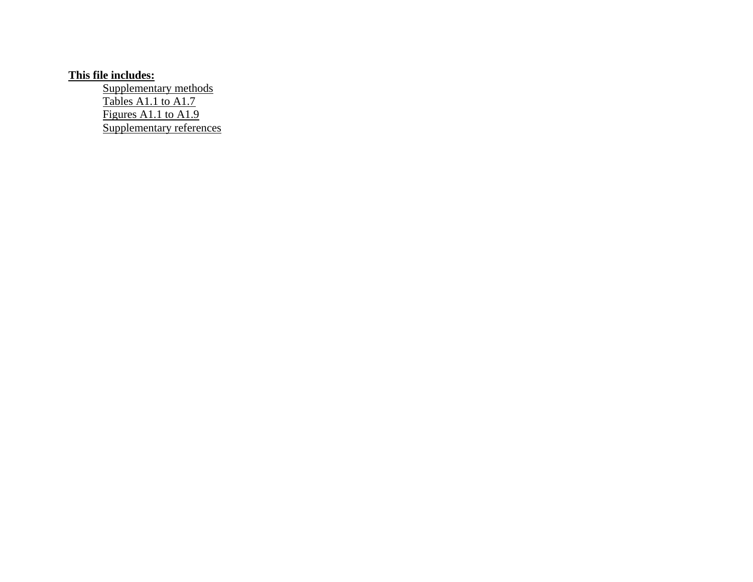**This file includes:**

- Supplementary methods
- Tables A1.1 to A1.7
- Figures A1.1 to A1.9
- Supplementary references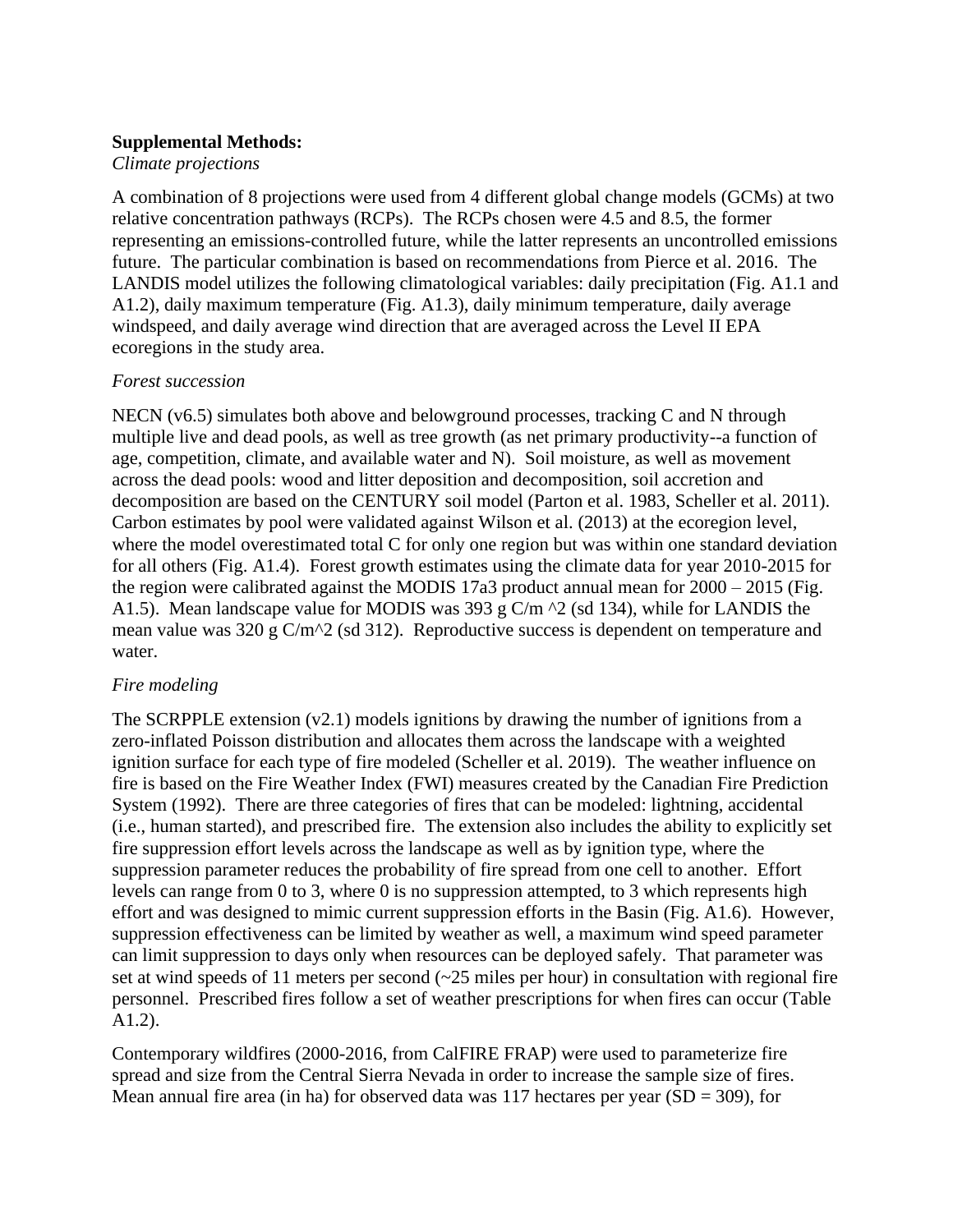**Supplemental Methods:**

*Climate projections*

A combination of 8 projections were used from 4 different global change models (GCMs) at two relative concentration pathways (RCPs). The RCPs chosen were 4.5 and 8.5, the former representing an emissions-controlled future, while the latter represents an uncontrolled emissions future. The particular combination is based on recommendations from Pierce et al. 2016. The LANDIS model utilizes the following climatological variables: daily precipitation (Fig. A1.1 and A1.2), daily maximum temperature (Fig. A1.3), daily minimum temperature, daily average windspeed, and daily average wind direction that are averaged across the Level II EPA ecoregions in the study area.

*Forest succession*

NECN (v6.5) simulates both above and belowground processes, tracking C and N through multiple live and dead pools, as well as tree growth (as net primary productivity--a function of age, competition, climate, and available water and N). Soil moisture, as well as movement across the dead pools: wood and litter deposition and decomposition, soil accretion and decomposition are based on the CENTURY soil model (Parton et al. 1983, Scheller et al. 2011). Carbon estimates by pool were validated against Wilson et al. (2013) at the ecoregion level, where the model overestimated total C for only one region but was within one standard deviation for all others (Fig. A1.4). Forest growth estimates using the climate data for year 2010-2015 for the region were calibrated against the MODIS 17a3 product annual mean for 2000 – 2015 (Fig. A1.5). Mean landscape value for MODIS was 393 g C/m ^2 (sd 134), while for LANDIS the mean value was 320 g C/m^2 (sd 312). Reproductive success is dependent on temperature and water.

*Fire modeling*

The SCRPPLE extension (v2.1) models ignitions by drawing the number of ignitions from a zero-inflated Poisson distribution and allocates them across the landscape with a weighted ignition surface for each type of fire modeled (Scheller et al. 2019). The weather influence on fire is based on the Fire Weather Index (FWI) measures created by the Canadian Fire Prediction System (1992). There are three categories of fires that can be modeled: lightning, accidental (i.e., human started), and prescribed fire. The extension also includes the ability to explicitly set fire suppression effort levels across the landscape as well as by ignition type, where the suppression parameter reduces the probability of fire spread from one cell to another. Effort levels can range from 0 to 3, where 0 is no suppression attempted, to 3 which represents high effort and was designed to mimic current suppression efforts in the Basin (Fig. A1.6). However, suppression effectiveness can be limited by weather as well, a maximum wind speed parameter can limit suppression to days only when resources can be deployed safely. That parameter was set at wind speeds of 11 meters per second (~25 miles per hour) in consultation with regional fire personnel. Prescribed fires follow a set of weather prescriptions for when fires can occur (Table A1.2).

Contemporary wildfires (2000-2016, from CalFIRE FRAP) were used to parameterize fire spread and size from the Central Sierra Nevada in order to increase the sample size of fires. Mean annual fire area (in ha) for observed data was 117 hectares per year (SD = 309), for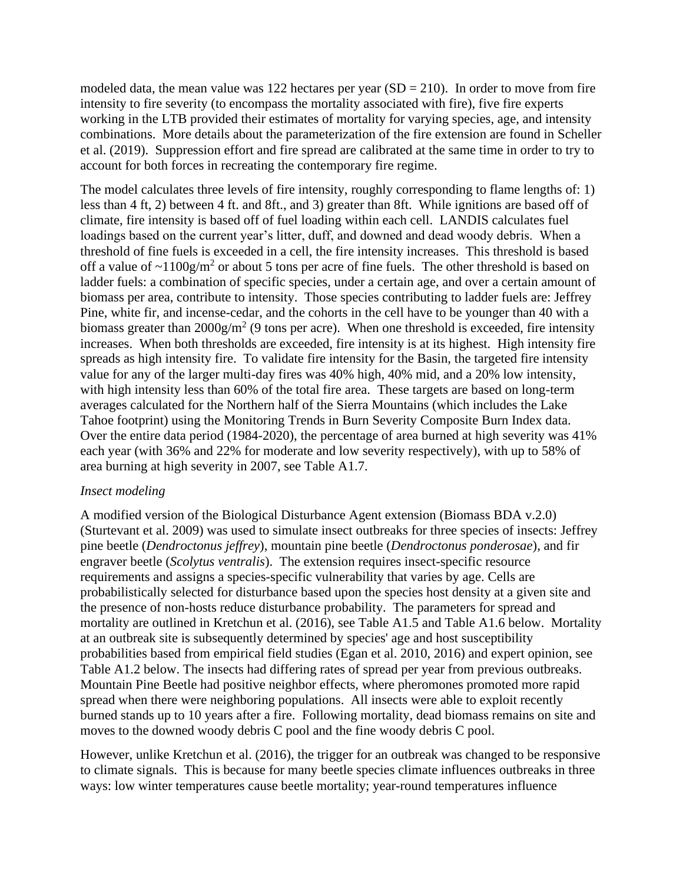modeled data, the mean value was 122 hectares per year (SD = 210). In order to move from fire intensity to fire severity (to encompass the mortality associated with fire), five fire experts working in the LTB provided their estimates of mortality for varying species, age, and intensity combinations. More details about the parameterization of the fire extension are found in Scheller et al. (2019). Suppression effort and fire spread are calibrated at the same time in order to try to account for both forces in recreating the contemporary fire regime.

The model calculates three levels of fire intensity, roughly corresponding to flame lengths of: 1) less than 4 ft, 2) between 4 ft. and 8ft., and 3) greater than 8ft. While ignitions are based off of climate, fire intensity is based off of fuel loading within each cell. LANDIS calculates fuel loadings based on the current year's litter, duff, and downed and dead woody debris. When a threshold of fine fuels is exceeded in a cell, the fire intensity increases. This threshold is based off a value of ~1100g/m$^2$ or about 5 tons per acre of fine fuels. The other threshold is based on ladder fuels: a combination of specific species, under a certain age, and over a certain amount of biomass per area, contribute to intensity. Those species contributing to ladder fuels are: Jeffrey Pine, white fir, and incense-cedar, and the cohorts in the cell have to be younger than 40 with a biomass greater than 2000g/m$^2$ (9 tons per acre). When one threshold is exceeded, fire intensity increases. When both thresholds are exceeded, fire intensity is at its highest. High intensity fire spreads as high intensity fire. To validate fire intensity for the Basin, the targeted fire intensity value for any of the larger multi-day fires was 40% high, 40% mid, and a 20% low intensity, with high intensity less than 60% of the total fire area. These targets are based on long-term averages calculated for the Northern half of the Sierra Mountains (which includes the Lake Tahoe footprint) using the Monitoring Trends in Burn Severity Composite Burn Index data. Over the entire data period (1984-2020), the percentage of area burned at high severity was 41% each year (with 36% and 22% for moderate and low severity respectively), with up to 58% of area burning at high severity in 2007, see Table A1.7.

*Insect modeling*

A modified version of the Biological Disturbance Agent extension (Biomass BDA v.2.0) (Sturtevant et al. 2009) was used to simulate insect outbreaks for three species of insects: Jeffrey pine beetle (*Dendroctonus jeffrey*), mountain pine beetle (*Dendroctonus ponderosae*), and fir engraver beetle (*Scolytus ventralis*). The extension requires insect-specific resource requirements and assigns a species-specific vulnerability that varies by age. Cells are probabilistically selected for disturbance based upon the species host density at a given site and the presence of non-hosts reduce disturbance probability. The parameters for spread and mortality are outlined in Kretchun et al. (2016), see Table A1.5 and Table A1.6 below. Mortality at an outbreak site is subsequently determined by species' age and host susceptibility probabilities based from empirical field studies (Egan et al. 2010, 2016) and expert opinion, see Table A1.2 below. The insects had differing rates of spread per year from previous outbreaks. Mountain Pine Beetle had positive neighbor effects, where pheromones promoted more rapid spread when there were neighboring populations. All insects were able to exploit recently burned stands up to 10 years after a fire. Following mortality, dead biomass remains on site and moves to the downed woody debris C pool and the fine woody debris C pool.

However, unlike Kretchun et al. (2016), the trigger for an outbreak was changed to be responsive to climate signals. This is because for many beetle species climate influences outbreaks in three ways: low winter temperatures cause beetle mortality; year-round temperatures influence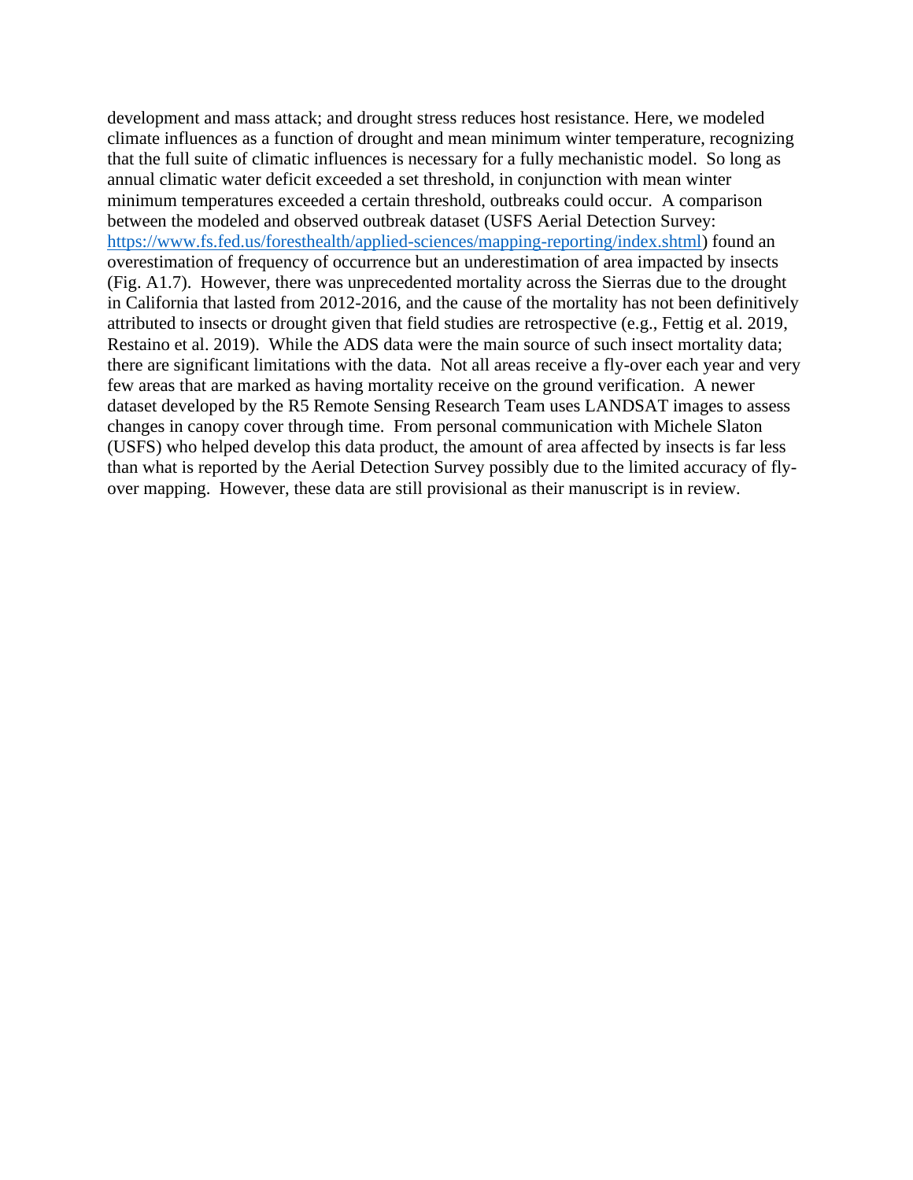development and mass attack; and drought stress reduces host resistance. Here, we modeled climate influences as a function of drought and mean minimum winter temperature, recognizing that the full suite of climatic influences is necessary for a fully mechanistic model. So long as annual climatic water deficit exceeded a set threshold, in conjunction with mean winter minimum temperatures exceeded a certain threshold, outbreaks could occur. A comparison between the modeled and observed outbreak dataset (USFS Aerial Detection Survey: [https://www.fs.fed.us/foresthealth/applied-sciences/mapping-reporting/index.shtml](https://www.fs.fed.us/foresthealth/applied-sciences/mapping-reporting/index.shtml)) found an overestimation of frequency of occurrence but an underestimation of area impacted by insects (Fig. A1.7). However, there was unprecedented mortality across the Sierras due to the drought in California that lasted from 2012-2016, and the cause of the mortality has not been definitively attributed to insects or drought given that field studies are retrospective (e.g., Fettig et al. 2019, Restaino et al. 2019). While the ADS data were the main source of such insect mortality data; there are significant limitations with the data. Not all areas receive a fly-over each year and very few areas that are marked as having mortality receive on the ground verification. A newer dataset developed by the R5 Remote Sensing Research Team uses LANDSAT images to assess changes in canopy cover through time. From personal communication with Michele Slaton (USFS) who helped develop this data product, the amount of area affected by insects is far less than what is reported by the Aerial Detection Survey possibly due to the limited accuracy of fly-over mapping. However, these data are still provisional as their manuscript is in review.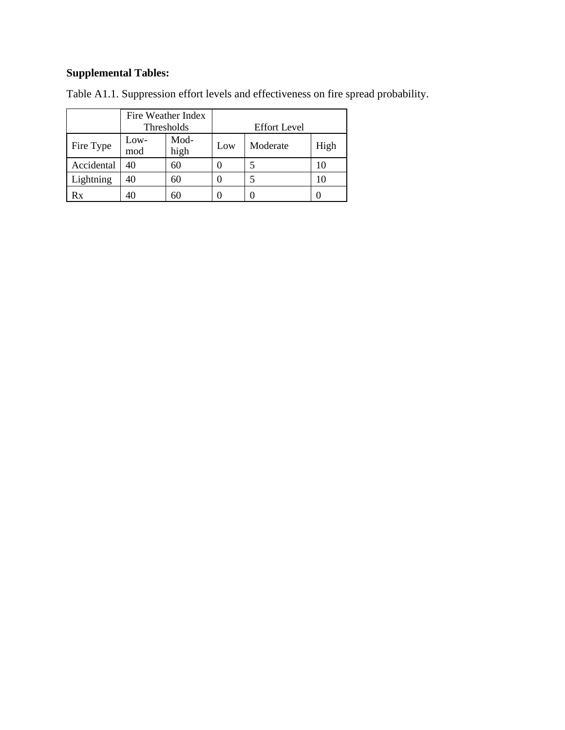**Supplemental Tables:**

Table A1.1. Suppression effort levels and effectiveness on fire spread probability.

| | Fire Weather Index Thresholds | | Effort Level | | |
|---|---|---|---|---|---|
| Fire Type | Low-mod | Mod-high | Low | Moderate | High |
| Accidental | 40 | 60 | 0 | 5 | 10 |
| Lightning | 40 | 60 | 0 | 5 | 10 |
| Rx | 40 | 60 | 0 | 0 | 0 |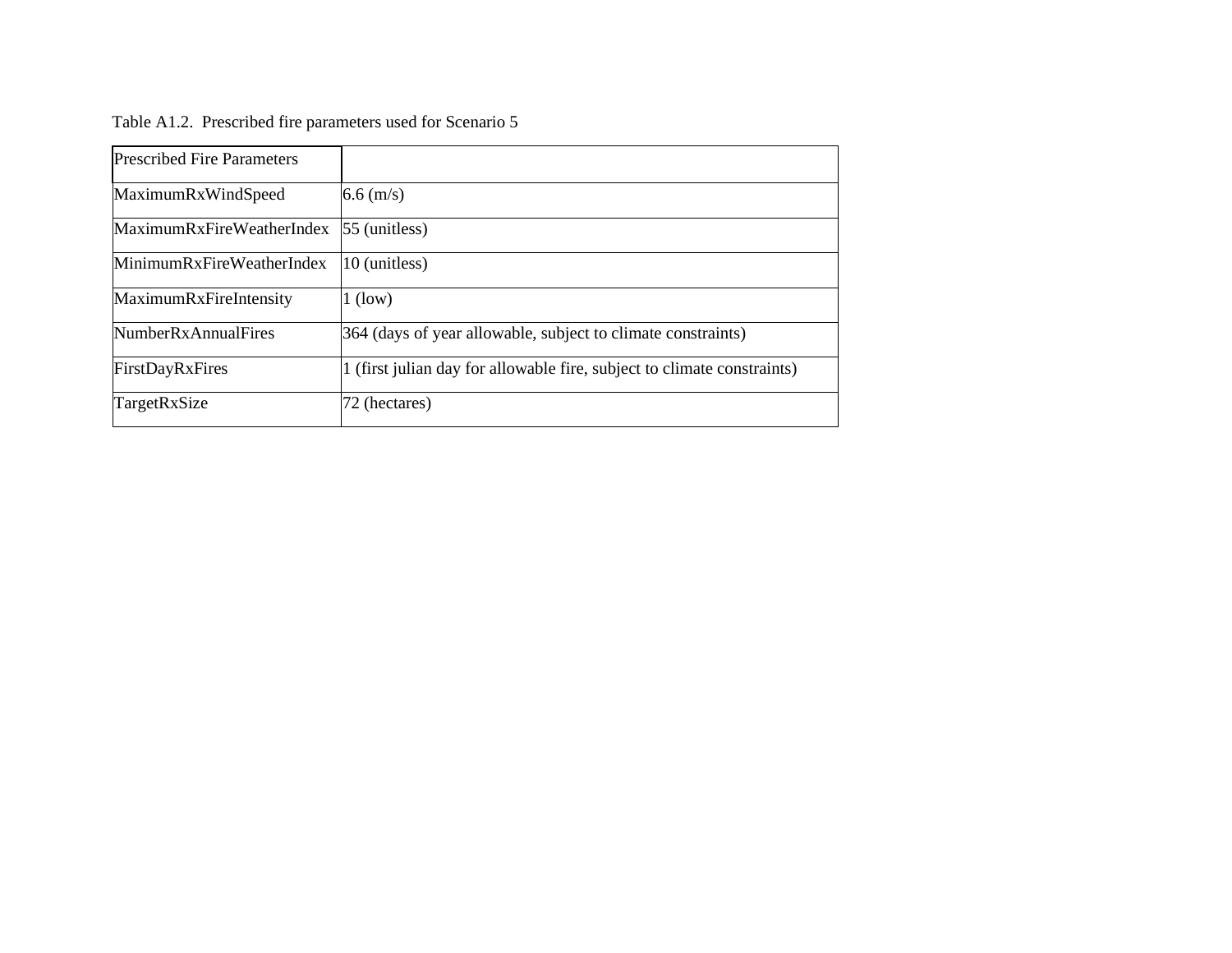Table A1.2. Prescribed fire parameters used for Scenario 5

| Prescribed Fire Parameters | |
|---|---|
| MaximumRxWindSpeed | 6.6 (m/s) |
| MaximumRxFireWeatherIndex | 55 (unitless) |
| MinimumRxFireWeatherIndex | 10 (unitless) |
| MaximumRxFireIntensity | 1 (low) |
| NumberRxAnnualFires | 364 (days of year allowable, subject to climate constraints) |
| FirstDayRxFires | 1 (first julian day for allowable fire, subject to climate constraints) |
| TargetRxSize | 72 (hectares) |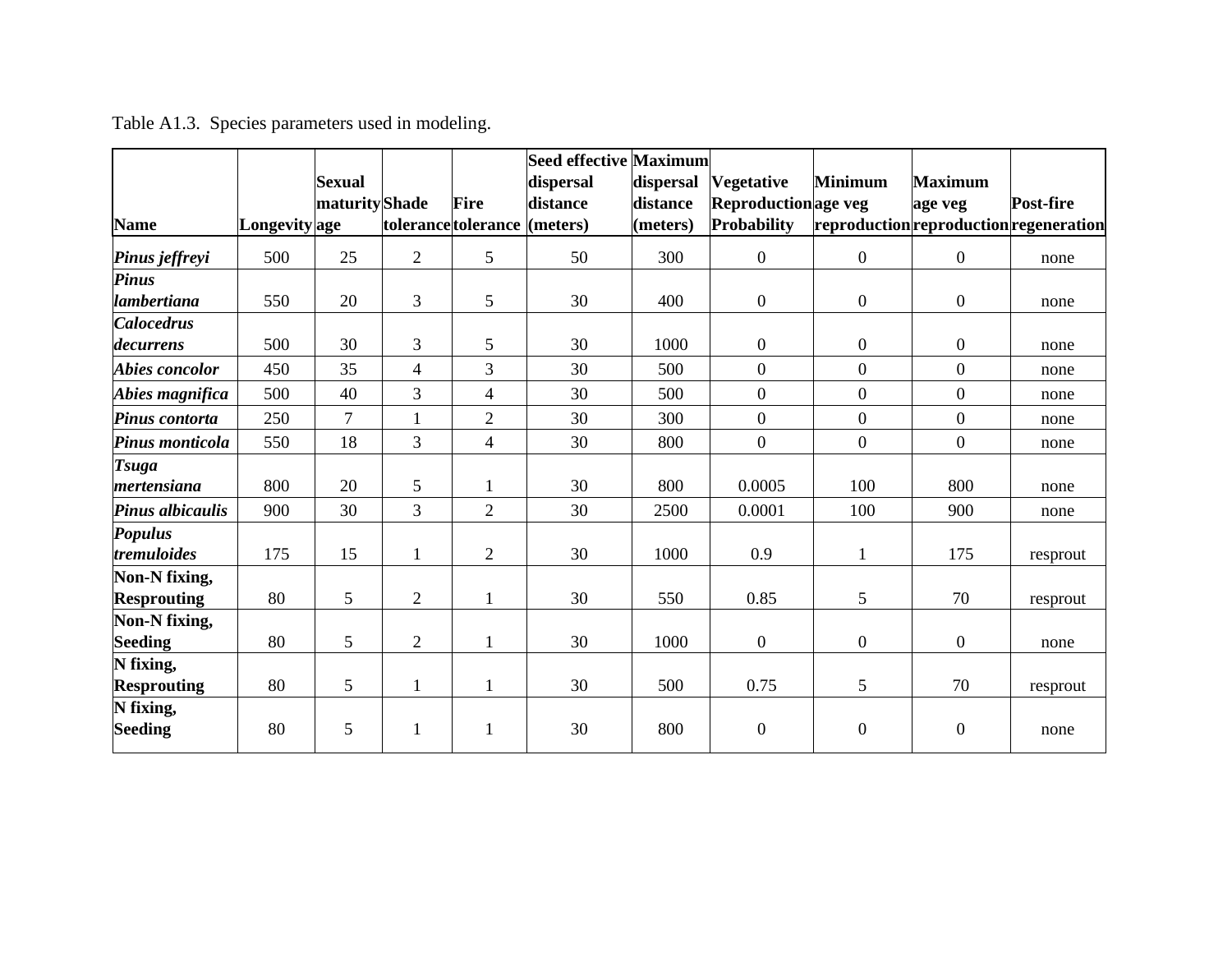Table A1.3. Species parameters used in modeling.

| Name | Longevity | Sexual maturity age | Shade tolerance | Fire tolerance | Seed effective dispersal distance (meters) | Maximum dispersal distance (meters) | Vegetative Reproduction Probability | Minimum age veg reproduction | Maximum age veg reproduction | Post-fire regeneration |
|---|---|---|---|---|---|---|---|---|---|---|
| ***Pinus jeffreyi*** | 500 | 25 | 2 | 5 | 50 | 300 | 0 | 0 | 0 | none |
| ***Pinus lambertiana*** | 550 | 20 | 3 | 5 | 30 | 400 | 0 | 0 | 0 | none |
| ***Calocedrus decurrens*** | 500 | 30 | 3 | 5 | 30 | 1000 | 0 | 0 | 0 | none |
| ***Abies concolor*** | 450 | 35 | 4 | 3 | 30 | 500 | 0 | 0 | 0 | none |
| ***Abies magnifica*** | 500 | 40 | 3 | 4 | 30 | 500 | 0 | 0 | 0 | none |
| ***Pinus contorta*** | 250 | 7 | 1 | 2 | 30 | 300 | 0 | 0 | 0 | none |
| ***Pinus monticola*** | 550 | 18 | 3 | 4 | 30 | 800 | 0 | 0 | 0 | none |
| ***Tsuga mertensiana*** | 800 | 20 | 5 | 1 | 30 | 800 | 0.0005 | 100 | 800 | none |
| ***Pinus albicaulis*** | 900 | 30 | 3 | 2 | 30 | 2500 | 0.0001 | 100 | 900 | none |
| ***Populus tremuloides*** | 175 | 15 | 1 | 2 | 30 | 1000 | 0.9 | 1 | 175 | resprout |
| **Non-N fixing, Resprouting** | 80 | 5 | 2 | 1 | 30 | 550 | 0.85 | 5 | 70 | resprout |
| **Non-N fixing, Seeding** | 80 | 5 | 2 | 1 | 30 | 1000 | 0 | 0 | 0 | none |
| **N fixing, Resprouting** | 80 | 5 | 1 | 1 | 30 | 500 | 0.75 | 5 | 70 | resprout |
| **N fixing, Seeding** | 80 | 5 | 1 | 1 | 30 | 800 | 0 | 0 | 0 | none |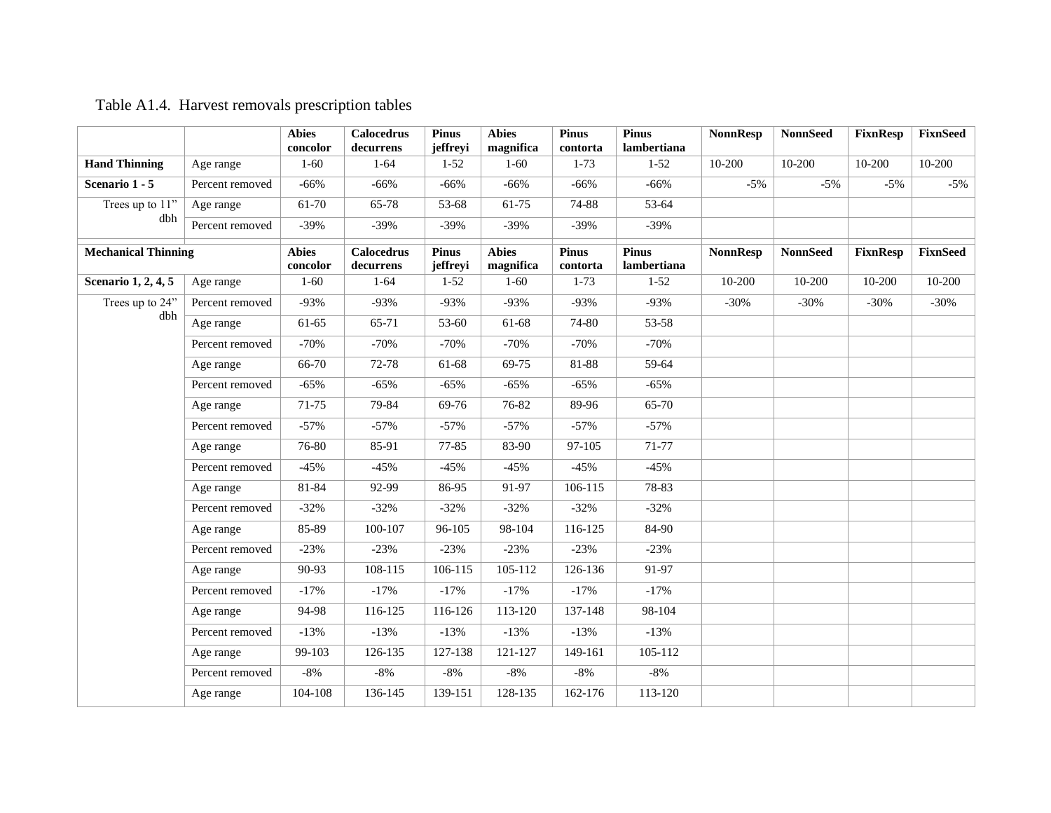Table A1.4. Harvest removals prescription tables

| | | Abies concolor | Calocedrus decurrens | Pinus jeffreyi | Abies magnifica | Pinus contorta | Pinus lambertiana | NonnResp | NonnSeed | FixnResp | FixnSeed |
|---|---|---|---|---|---|---|---|---|---|---|---|
| **Hand Thinning** | Age range | 1-60 | 1-64 | 1-52 | 1-60 | 1-73 | 1-52 | 10-200 | 10-200 | 10-200 | 10-200 |
| **Scenario 1 - 5** | Percent removed | -66% | -66% | -66% | -66% | -66% | -66% | -5% | -5% | -5% | -5% |
| Trees up to 11" dbh | Age range | 61-70 | 65-78 | 53-68 | 61-75 | 74-88 | 53-64 | | | | |
| | Percent removed | -39% | -39% | -39% | -39% | -39% | -39% | | | | |
| **Mechanical Thinning** | | **Abies concolor** | **Calocedrus decurrens** | **Pinus jeffreyi** | **Abies magnifica** | **Pinus contorta** | **Pinus lambertiana** | **NonnResp** | **NonnSeed** | **FixnResp** | **FixnSeed** |
| **Scenario 1, 2, 4, 5** | Age range | 1-60 | 1-64 | 1-52 | 1-60 | 1-73 | 1-52 | 10-200 | 10-200 | 10-200 | 10-200 |
| Trees up to 24" dbh | Percent removed | -93% | -93% | -93% | -93% | -93% | -93% | -30% | -30% | -30% | -30% |
| | Age range | 61-65 | 65-71 | 53-60 | 61-68 | 74-80 | 53-58 | | | | |
| | Percent removed | -70% | -70% | -70% | -70% | -70% | -70% | | | | |
| | Age range | 66-70 | 72-78 | 61-68 | 69-75 | 81-88 | 59-64 | | | | |
| | Percent removed | -65% | -65% | -65% | -65% | -65% | -65% | | | | |
| | Age range | 71-75 | 79-84 | 69-76 | 76-82 | 89-96 | 65-70 | | | | |
| | Percent removed | -57% | -57% | -57% | -57% | -57% | -57% | | | | |
| | Age range | 76-80 | 85-91 | 77-85 | 83-90 | 97-105 | 71-77 | | | | |
| | Percent removed | -45% | -45% | -45% | -45% | -45% | -45% | | | | |
| | Age range | 81-84 | 92-99 | 86-95 | 91-97 | 106-115 | 78-83 | | | | |
| | Percent removed | -32% | -32% | -32% | -32% | -32% | -32% | | | | |
| | Age range | 85-89 | 100-107 | 96-105 | 98-104 | 116-125 | 84-90 | | | | |
| | Percent removed | -23% | -23% | -23% | -23% | -23% | -23% | | | | |
| | Age range | 90-93 | 108-115 | 106-115 | 105-112 | 126-136 | 91-97 | | | | |
| | Percent removed | -17% | -17% | -17% | -17% | -17% | -17% | | | | |
| | Age range | 94-98 | 116-125 | 116-126 | 113-120 | 137-148 | 98-104 | | | | |
| | Percent removed | -13% | -13% | -13% | -13% | -13% | -13% | | | | |
| | Age range | 99-103 | 126-135 | 127-138 | 121-127 | 149-161 | 105-112 | | | | |
| | Percent removed | -8% | -8% | -8% | -8% | -8% | -8% | | | | |
| | Age range | 104-108 | 136-145 | 139-151 | 128-135 | 162-176 | 113-120 | | | | |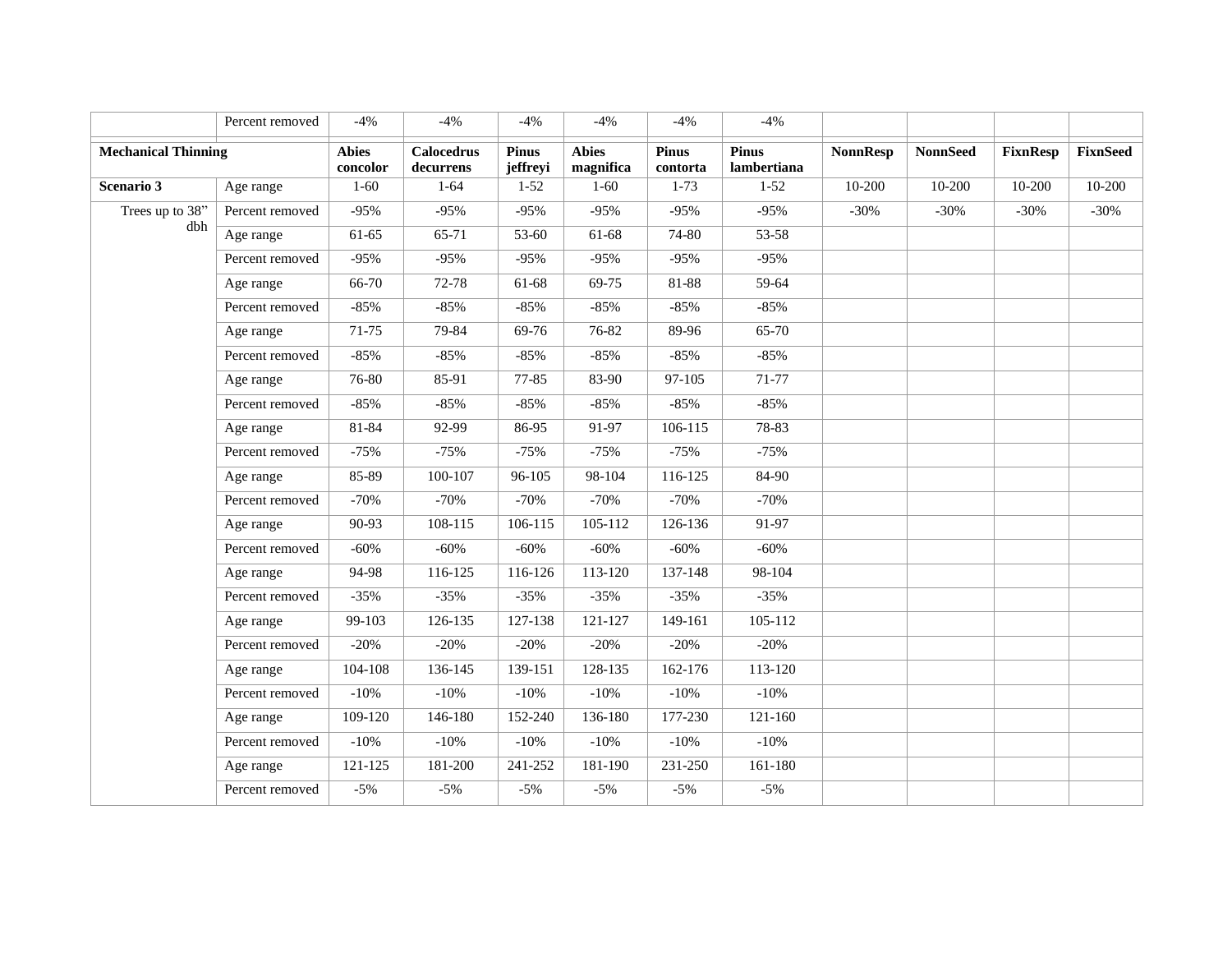| | Percent removed | -4% | -4% | -4% | -4% | -4% | -4% | | | | |
|---|---|---|---|---|---|---|---|---|---|---|---|
| **Mechanical Thinning** | | **Abies concolor** | **Calocedrus decurrens** | **Pinus jeffreyi** | **Abies magnifica** | **Pinus contorta** | **Pinus lambertiana** | **NonnResp** | **NonnSeed** | **FixnResp** | **FixnSeed** |
| **Scenario 3** | Age range | 1-60 | 1-64 | 1-52 | 1-60 | 1-73 | 1-52 | 10-200 | 10-200 | 10-200 | 10-200 |
| Trees up to 38" dbh | Percent removed | -95% | -95% | -95% | -95% | -95% | -95% | -30% | -30% | -30% | -30% |
| | Age range | 61-65 | 65-71 | 53-60 | 61-68 | 74-80 | 53-58 | | | | |
| | Percent removed | -95% | -95% | -95% | -95% | -95% | -95% | | | | |
| | Age range | 66-70 | 72-78 | 61-68 | 69-75 | 81-88 | 59-64 | | | | |
| | Percent removed | -85% | -85% | -85% | -85% | -85% | -85% | | | | |
| | Age range | 71-75 | 79-84 | 69-76 | 76-82 | 89-96 | 65-70 | | | | |
| | Percent removed | -85% | -85% | -85% | -85% | -85% | -85% | | | | |
| | Age range | 76-80 | 85-91 | 77-85 | 83-90 | 97-105 | 71-77 | | | | |
| | Percent removed | -85% | -85% | -85% | -85% | -85% | -85% | | | | |
| | Age range | 81-84 | 92-99 | 86-95 | 91-97 | 106-115 | 78-83 | | | | |
| | Percent removed | -75% | -75% | -75% | -75% | -75% | -75% | | | | |
| | Age range | 85-89 | 100-107 | 96-105 | 98-104 | 116-125 | 84-90 | | | | |
| | Percent removed | -70% | -70% | -70% | -70% | -70% | -70% | | | | |
| | Age range | 90-93 | 108-115 | 106-115 | 105-112 | 126-136 | 91-97 | | | | |
| | Percent removed | -60% | -60% | -60% | -60% | -60% | -60% | | | | |
| | Age range | 94-98 | 116-125 | 116-126 | 113-120 | 137-148 | 98-104 | | | | |
| | Percent removed | -35% | -35% | -35% | -35% | -35% | -35% | | | | |
| | Age range | 99-103 | 126-135 | 127-138 | 121-127 | 149-161 | 105-112 | | | | |
| | Percent removed | -20% | -20% | -20% | -20% | -20% | -20% | | | | |
| | Age range | 104-108 | 136-145 | 139-151 | 128-135 | 162-176 | 113-120 | | | | |
| | Percent removed | -10% | -10% | -10% | -10% | -10% | -10% | | | | |
| | Age range | 109-120 | 146-180 | 152-240 | 136-180 | 177-230 | 121-160 | | | | |
| | Percent removed | -10% | -10% | -10% | -10% | -10% | -10% | | | | |
| | Age range | 121-125 | 181-200 | 241-252 | 181-190 | 231-250 | 161-180 | | | | |
| | Percent removed | -5% | -5% | -5% | -5% | -5% | -5% | | | | |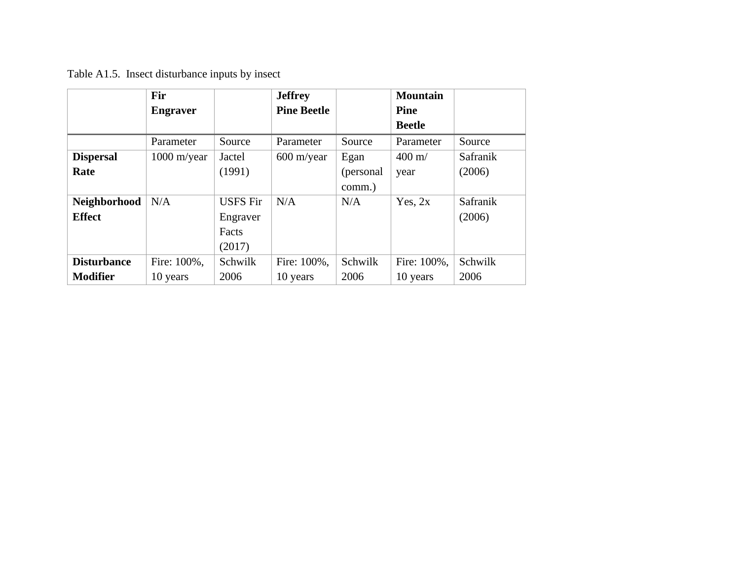Table A1.5. Insect disturbance inputs by insect

| | **Fir Engraver** | | **Jeffrey Pine Beetle** | | **Mountain Pine Beetle** | |
|---|---|---|---|---|---|---|
| | Parameter | Source | Parameter | Source | Parameter | Source |
| **Dispersal Rate** | 1000 m/year | Jactel (1991) | 600 m/year | Egan (personal comm.) | 400 m/ year | Safranik (2006) |
| **Neighborhood Effect** | N/A | USFS Fir Engraver Facts (2017) | N/A | N/A | Yes, 2x | Safranik (2006) |
| **Disturbance Modifier** | Fire: 100%, 10 years | Schwilk 2006 | Fire: 100%, 10 years | Schwilk 2006 | Fire: 100%, 10 years | Schwilk 2006 |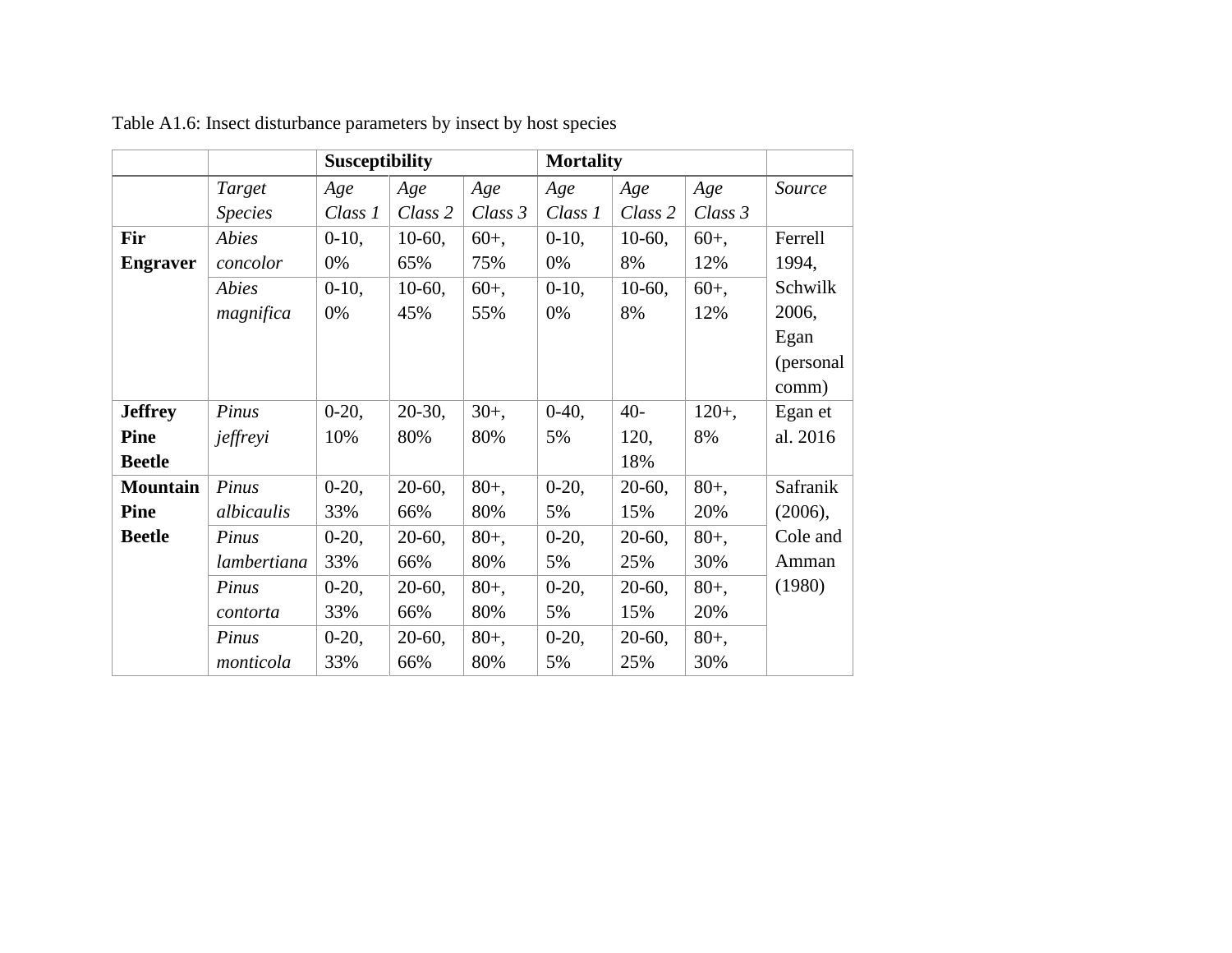Table A1.6: Insect disturbance parameters by insect by host species

| | | **Susceptibility** | | | **Mortality** | | | |
|---|---|---|---|---|---|---|---|---|
| | *Target Species* | *Age Class 1* | *Age Class 2* | *Age Class 3* | *Age Class 1* | *Age Class 2* | *Age Class 3* | *Source* |
| **Fir Engraver** | *Abies concolor* | 0-10, 0% | 10-60, 65% | 60+, 75% | 0-10, 0% | 10-60, 8% | 60+, 12% | Ferrell 1994, Schwilk 2006, Egan (personal comm) |
| | *Abies magnifica* | 0-10, 0% | 10-60, 45% | 60+, 55% | 0-10, 0% | 10-60, 8% | 60+, 12% | |
| **Jeffrey Pine Beetle** | *Pinus jeffreyi* | 0-20, 10% | 20-30, 80% | 30+, 80% | 0-40, 5% | 40-120, 18% | 120+, 8% | Egan et al. 2016 |
| **Mountain Pine Beetle** | *Pinus albicaulis* | 0-20, 33% | 20-60, 66% | 80+, 80% | 0-20, 5% | 20-60, 15% | 80+, 20% | Safranik (2006), Cole and Amman (1980) |
| | *Pinus lambertiana* | 0-20, 33% | 20-60, 66% | 80+, 80% | 0-20, 5% | 20-60, 25% | 80+, 30% | |
| | *Pinus contorta* | 0-20, 33% | 20-60, 66% | 80+, 80% | 0-20, 5% | 20-60, 15% | 80+, 20% | |
| | *Pinus monticola* | 0-20, 33% | 20-60, 66% | 80+, 80% | 0-20, 5% | 20-60, 25% | 80+, 30% | |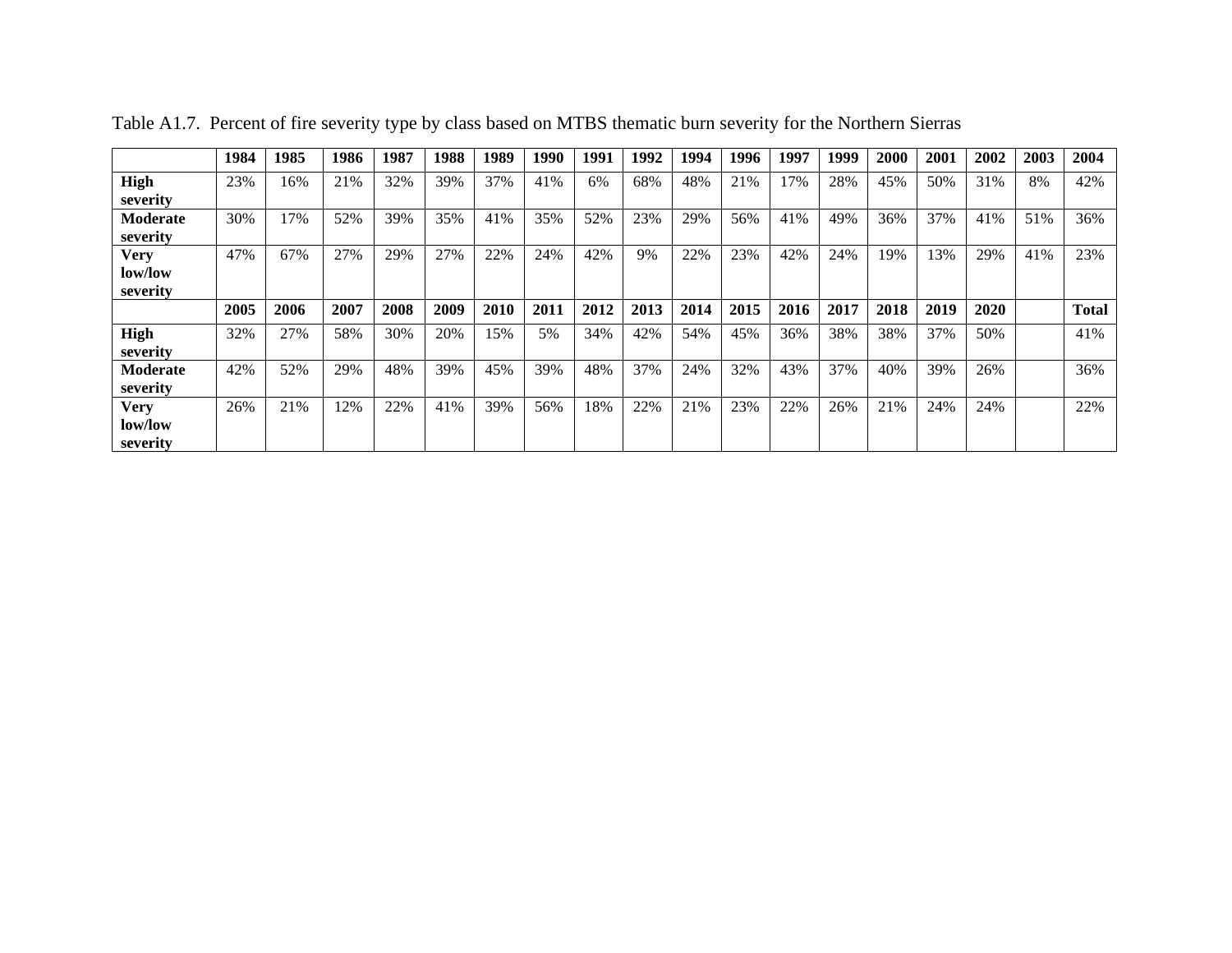Table A1.7. Percent of fire severity type by class based on MTBS thematic burn severity for the Northern Sierras

| | 1984 | 1985 | 1986 | 1987 | 1988 | 1989 | 1990 | 1991 | 1992 | 1994 | 1996 | 1997 | 1999 | 2000 | 2001 | 2002 | 2003 | 2004 |
|---|---|---|---|---|---|---|---|---|---|---|---|---|---|---|---|---|---|---|
| **High severity** | 23% | 16% | 21% | 32% | 39% | 37% | 41% | 6% | 68% | 48% | 21% | 17% | 28% | 45% | 50% | 31% | 8% | 42% |
| **Moderate severity** | 30% | 17% | 52% | 39% | 35% | 41% | 35% | 52% | 23% | 29% | 56% | 41% | 49% | 36% | 37% | 41% | 51% | 36% |
| **Very low/low severity** | 47% | 67% | 27% | 29% | 27% | 22% | 24% | 42% | 9% | 22% | 23% | 42% | 24% | 19% | 13% | 29% | 41% | 23% |
| | **2005** | **2006** | **2007** | **2008** | **2009** | **2010** | **2011** | **2012** | **2013** | **2014** | **2015** | **2016** | **2017** | **2018** | **2019** | **2020** | | **Total** |
| **High severity** | 32% | 27% | 58% | 30% | 20% | 15% | 5% | 34% | 42% | 54% | 45% | 36% | 38% | 38% | 37% | 50% | | 41% |
| **Moderate severity** | 42% | 52% | 29% | 48% | 39% | 45% | 39% | 48% | 37% | 24% | 32% | 43% | 37% | 40% | 39% | 26% | | 36% |
| **Very low/low severity** | 26% | 21% | 12% | 22% | 41% | 39% | 56% | 18% | 22% | 21% | 23% | 22% | 26% | 21% | 24% | 24% | | 22% |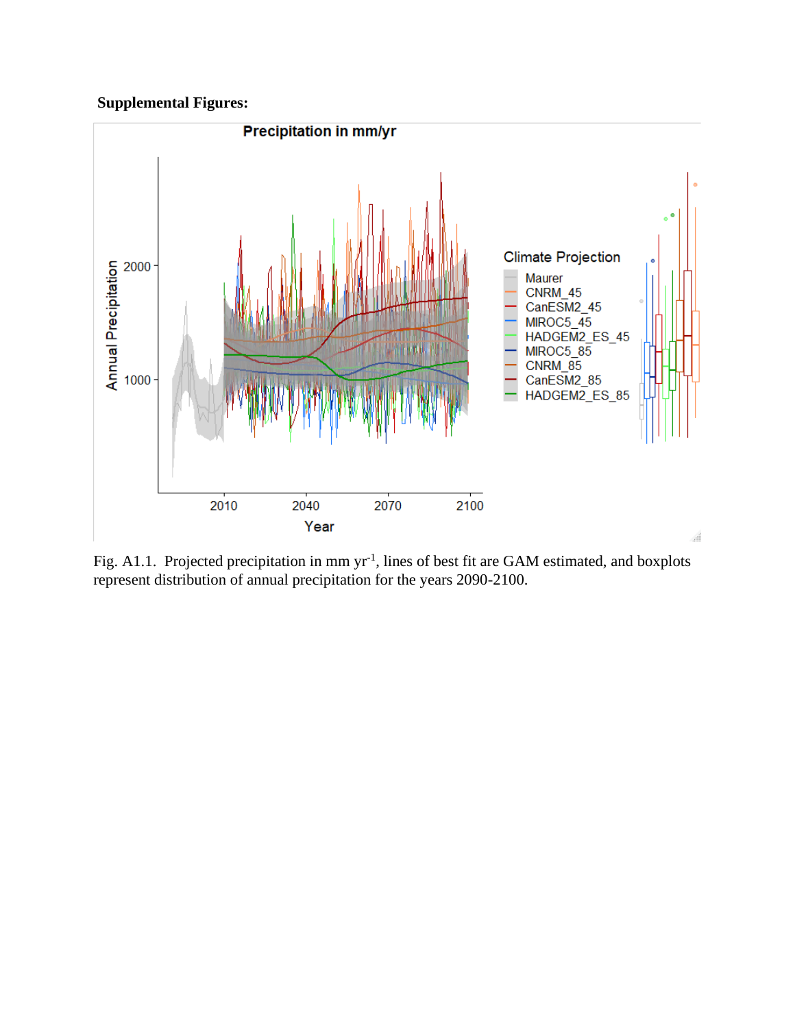**Supplemental Figures:**

Fig. A1.1. Projected precipitation in mm yr$^{-1}$, lines of best fit are GAM estimated, and boxplots represent distribution of annual precipitation for the years 2090-2100.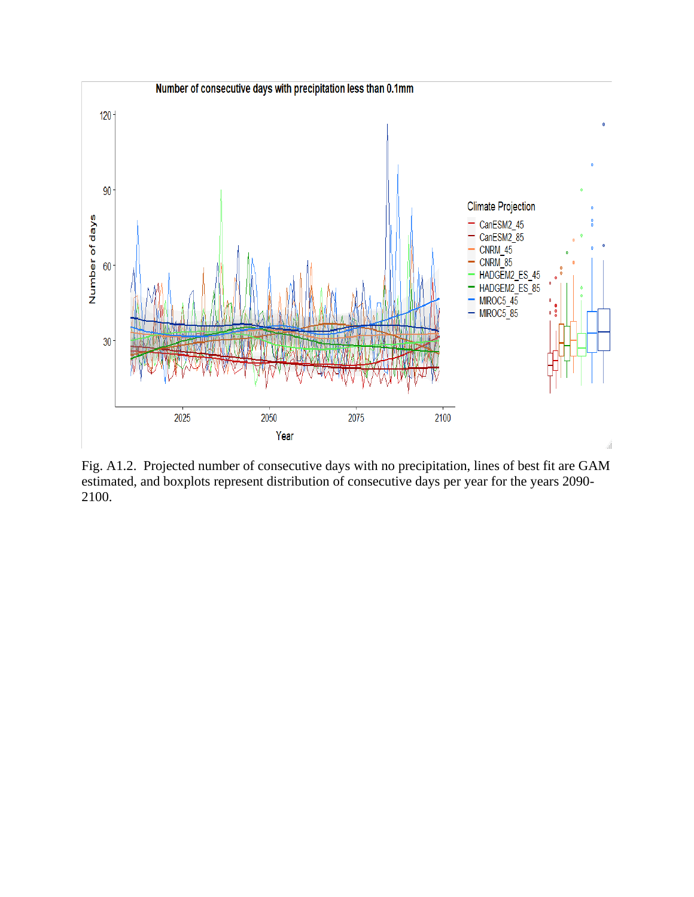Fig. A1.2. Projected number of consecutive days with no precipitation, lines of best fit are GAM estimated, and boxplots represent distribution of consecutive days per year for the years 2090-2100.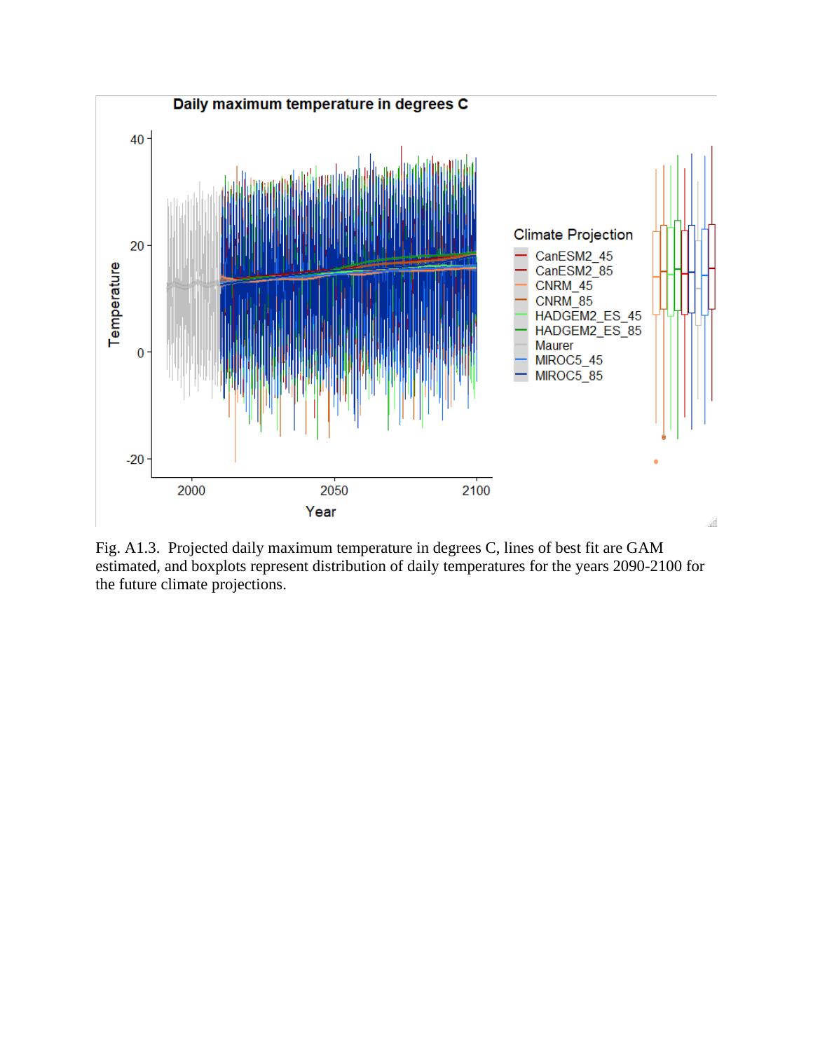Fig. A1.3. Projected daily maximum temperature in degrees C, lines of best fit are GAM estimated, and boxplots represent distribution of daily temperatures for the years 2090-2100 for the future climate projections.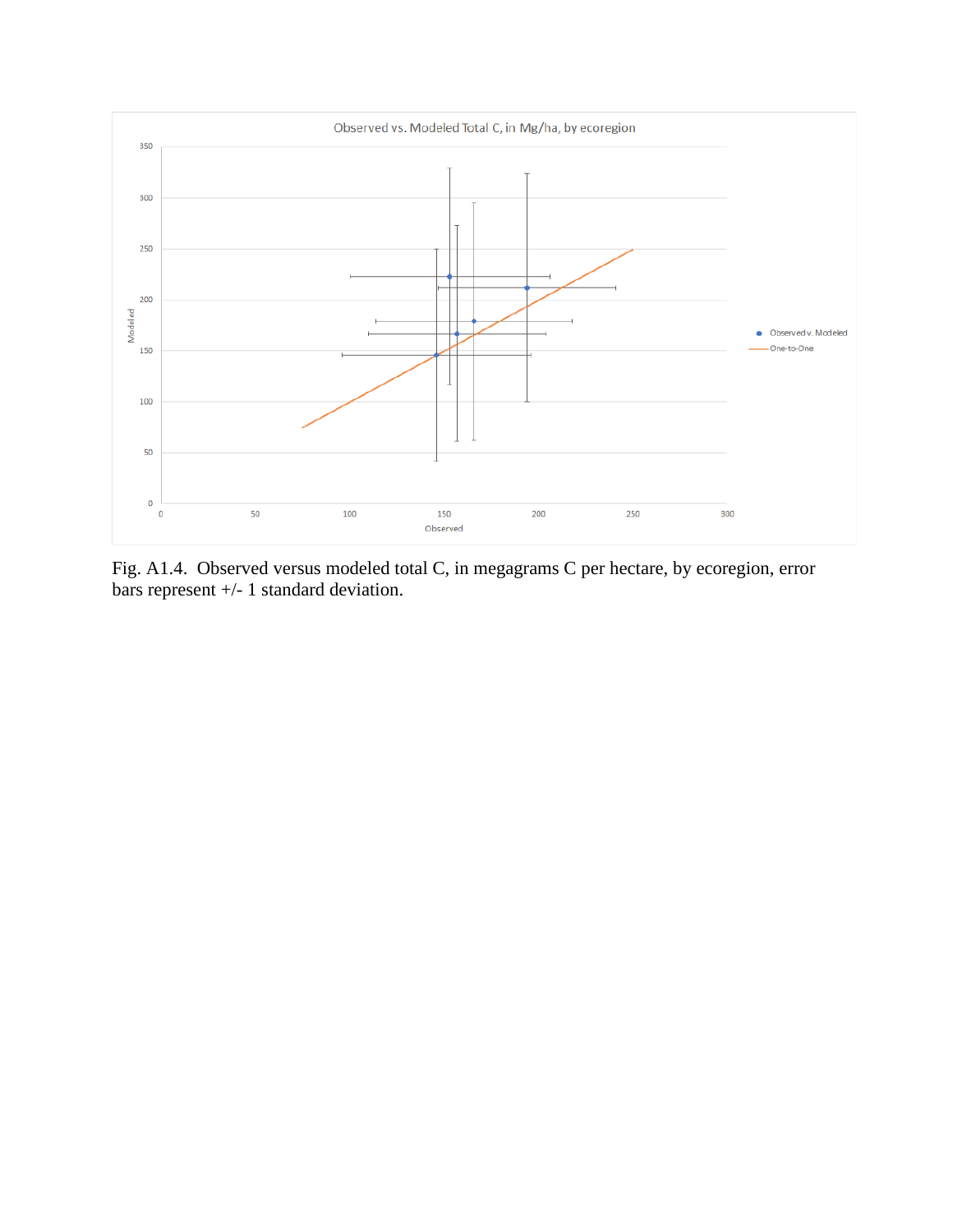Fig. A1.4. Observed versus modeled total C, in megagrams C per hectare, by ecoregion, error bars represent +/- 1 standard deviation.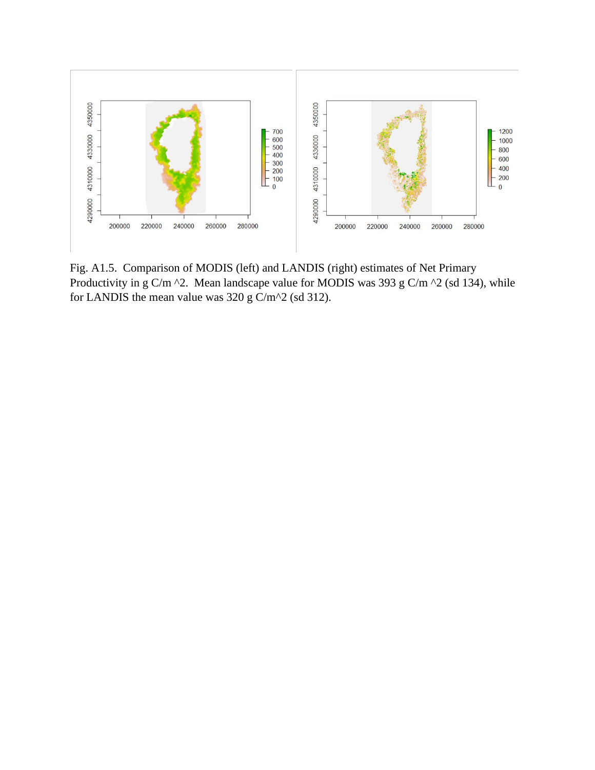Fig. A1.5. Comparison of MODIS (left) and LANDIS (right) estimates of Net Primary Productivity in g C/m ^2. Mean landscape value for MODIS was 393 g C/m ^2 (sd 134), while for LANDIS the mean value was 320 g C/m^2 (sd 312).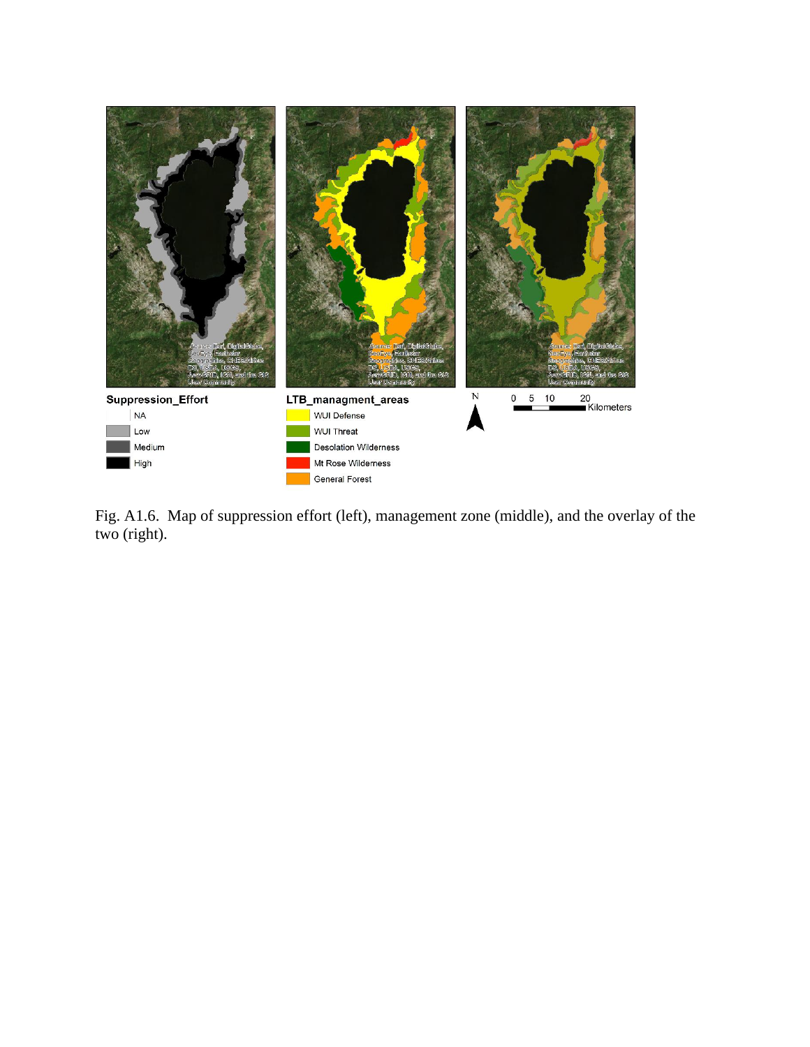Fig. A1.6. Map of suppression effort (left), management zone (middle), and the overlay of the two (right).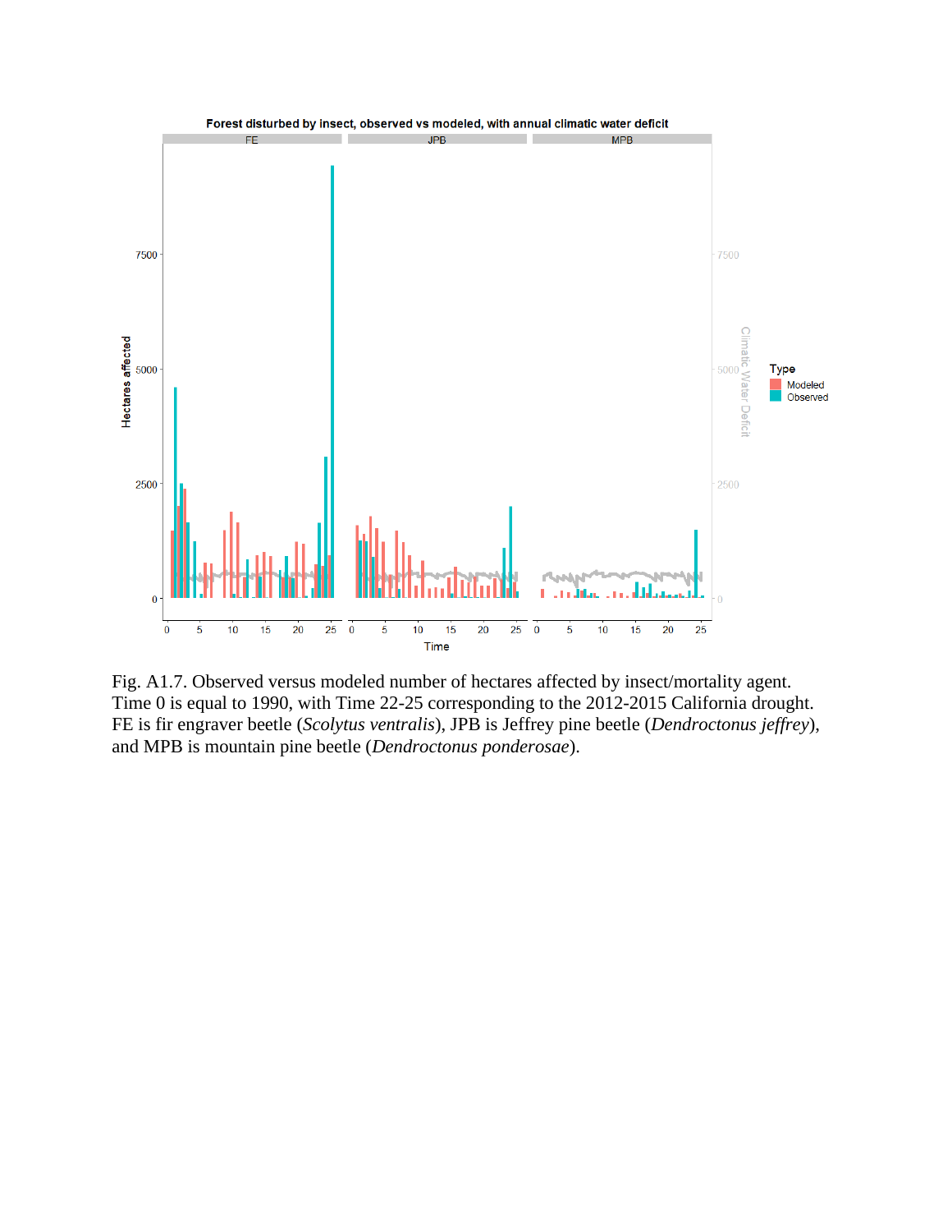Fig. A1.7. Observed versus modeled number of hectares affected by insect/mortality agent. Time 0 is equal to 1990, with Time 22-25 corresponding to the 2012-2015 California drought. FE is fir engraver beetle (*Scolytus ventralis*), JPB is Jeffrey pine beetle (*Dendroctonus jeffrey*), and MPB is mountain pine beetle (*Dendroctonus ponderosae*).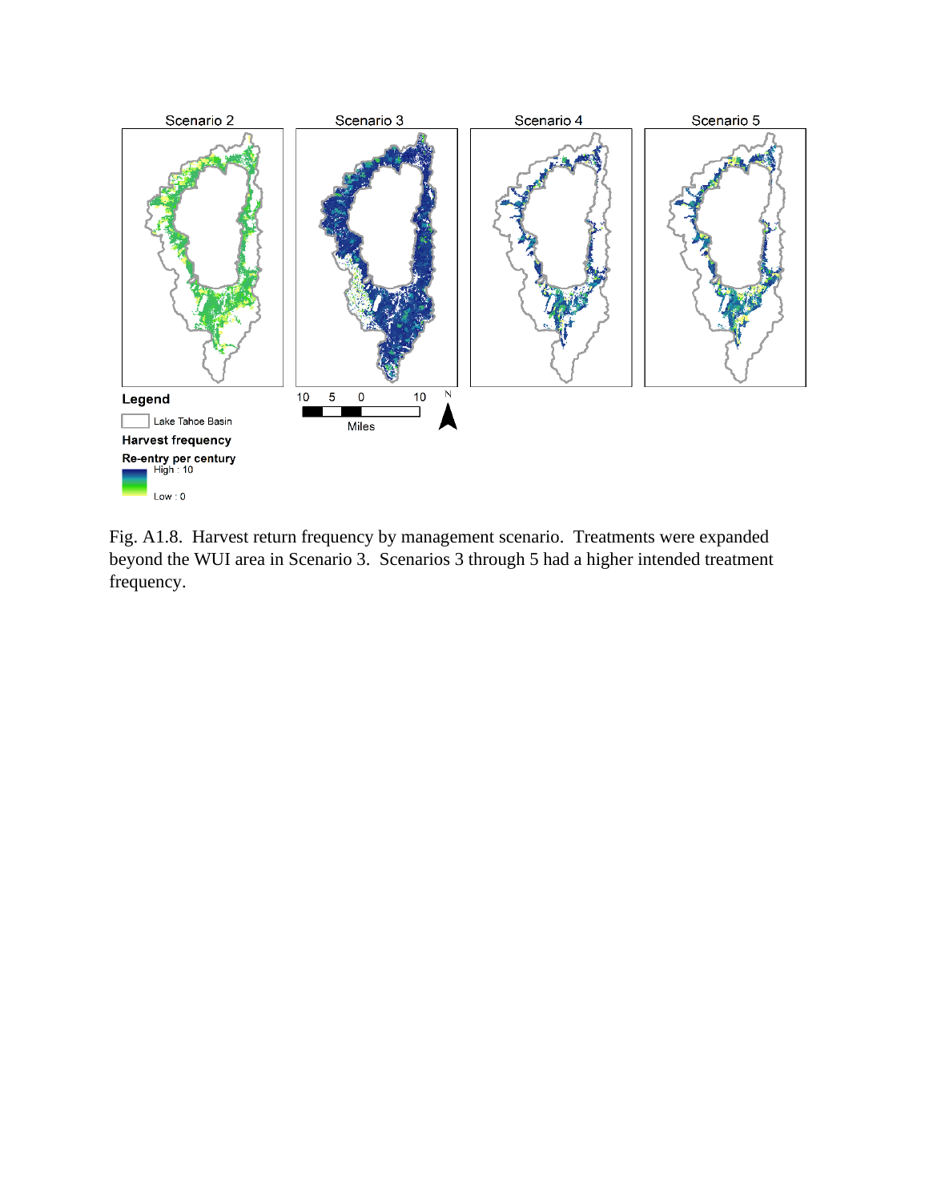Fig. A1.8. Harvest return frequency by management scenario. Treatments were expanded beyond the WUI area in Scenario 3. Scenarios 3 through 5 had a higher intended treatment frequency.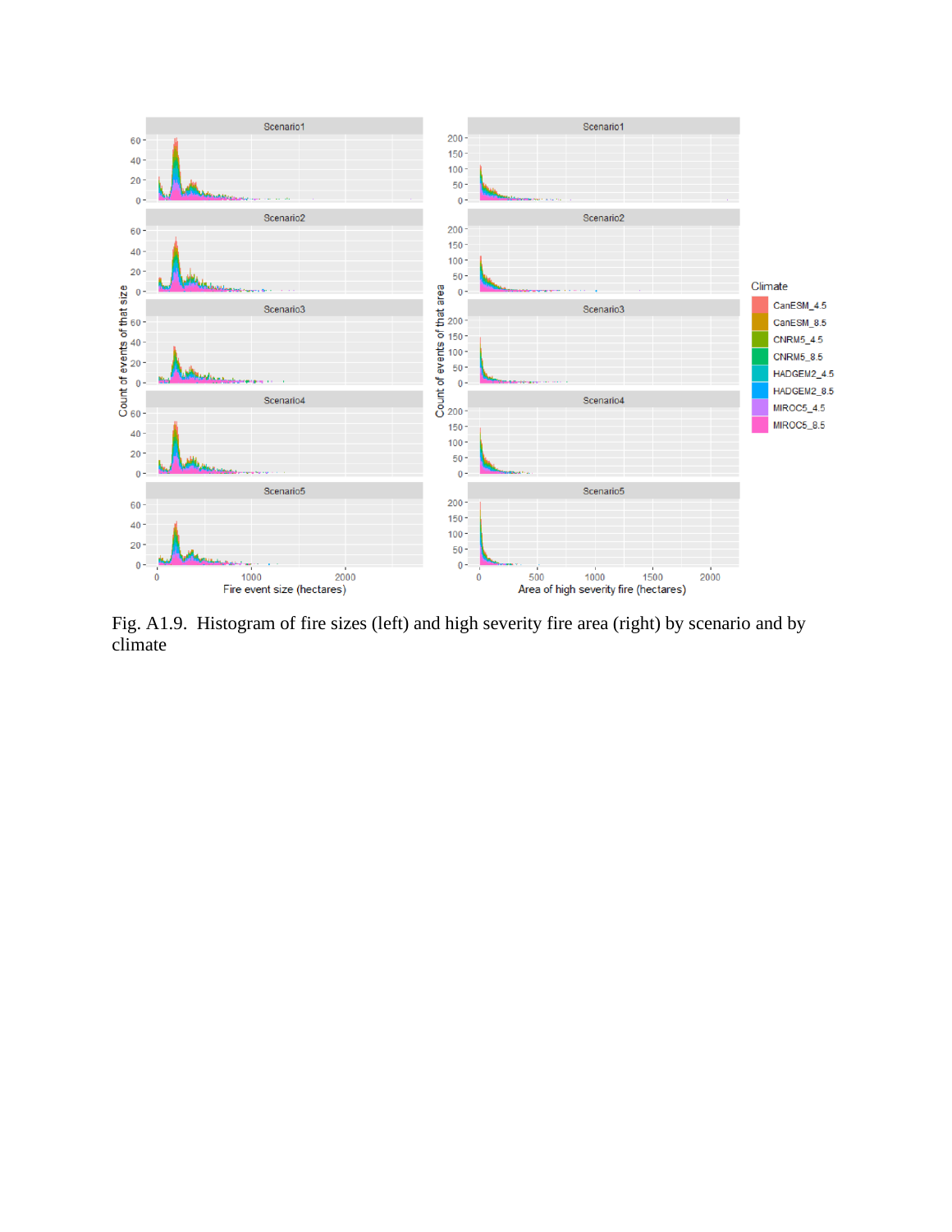Fig. A1.9. Histogram of fire sizes (left) and high severity fire area (right) by scenario and by climate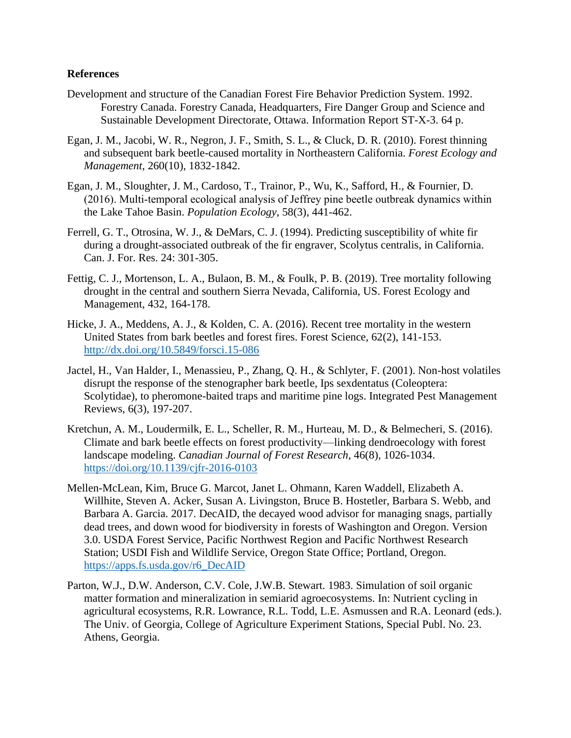**References**

Development and structure of the Canadian Forest Fire Behavior Prediction System. 1992. Forestry Canada. Forestry Canada, Headquarters, Fire Danger Group and Science and Sustainable Development Directorate, Ottawa. Information Report ST-X-3. 64 p.

Egan, J. M., Jacobi, W. R., Negron, J. F., Smith, S. L., & Cluck, D. R. (2010). Forest thinning and subsequent bark beetle-caused mortality in Northeastern California. *Forest Ecology and Management*, 260(10), 1832-1842.

Egan, J. M., Sloughter, J. M., Cardoso, T., Trainor, P., Wu, K., Safford, H., & Fournier, D. (2016). Multi-temporal ecological analysis of Jeffrey pine beetle outbreak dynamics within the Lake Tahoe Basin. *Population Ecology*, 58(3), 441-462.

Ferrell, G. T., Otrosina, W. J., & DeMars, C. J. (1994). Predicting susceptibility of white fir during a drought-associated outbreak of the fir engraver, Scolytus centralis, in California. Can. J. For. Res. 24: 301-305.

Fettig, C. J., Mortenson, L. A., Bulaon, B. M., & Foulk, P. B. (2019). Tree mortality following drought in the central and southern Sierra Nevada, California, US. Forest Ecology and Management, 432, 164-178.

Hicke, J. A., Meddens, A. J., & Kolden, C. A. (2016). Recent tree mortality in the western United States from bark beetles and forest fires. Forest Science, 62(2), 141-153. http://dx.doi.org/10.5849/forsci.15-086

Jactel, H., Van Halder, I., Menassieu, P., Zhang, Q. H., & Schlyter, F. (2001). Non-host volatiles disrupt the response of the stenographer bark beetle, Ips sexdentatus (Coleoptera: Scolytidae), to pheromone-baited traps and maritime pine logs. Integrated Pest Management Reviews, 6(3), 197-207.

Kretchun, A. M., Loudermilk, E. L., Scheller, R. M., Hurteau, M. D., & Belmecheri, S. (2016). Climate and bark beetle effects on forest productivity—linking dendroecology with forest landscape modeling. *Canadian Journal of Forest Research*, 46(8), 1026-1034. https://doi.org/10.1139/cjfr-2016-0103

Mellen-McLean, Kim, Bruce G. Marcot, Janet L. Ohmann, Karen Waddell, Elizabeth A. Willhite, Steven A. Acker, Susan A. Livingston, Bruce B. Hostetler, Barbara S. Webb, and Barbara A. Garcia. 2017. DecAID, the decayed wood advisor for managing snags, partially dead trees, and down wood for biodiversity in forests of Washington and Oregon. Version 3.0. USDA Forest Service, Pacific Northwest Region and Pacific Northwest Research Station; USDI Fish and Wildlife Service, Oregon State Office; Portland, Oregon. https://apps.fs.usda.gov/r6_DecAID

Parton, W.J., D.W. Anderson, C.V. Cole, J.W.B. Stewart. 1983. Simulation of soil organic matter formation and mineralization in semiarid agroecosystems. In: Nutrient cycling in agricultural ecosystems, R.R. Lowrance, R.L. Todd, L.E. Asmussen and R.A. Leonard (eds.). The Univ. of Georgia, College of Agriculture Experiment Stations, Special Publ. No. 23. Athens, Georgia.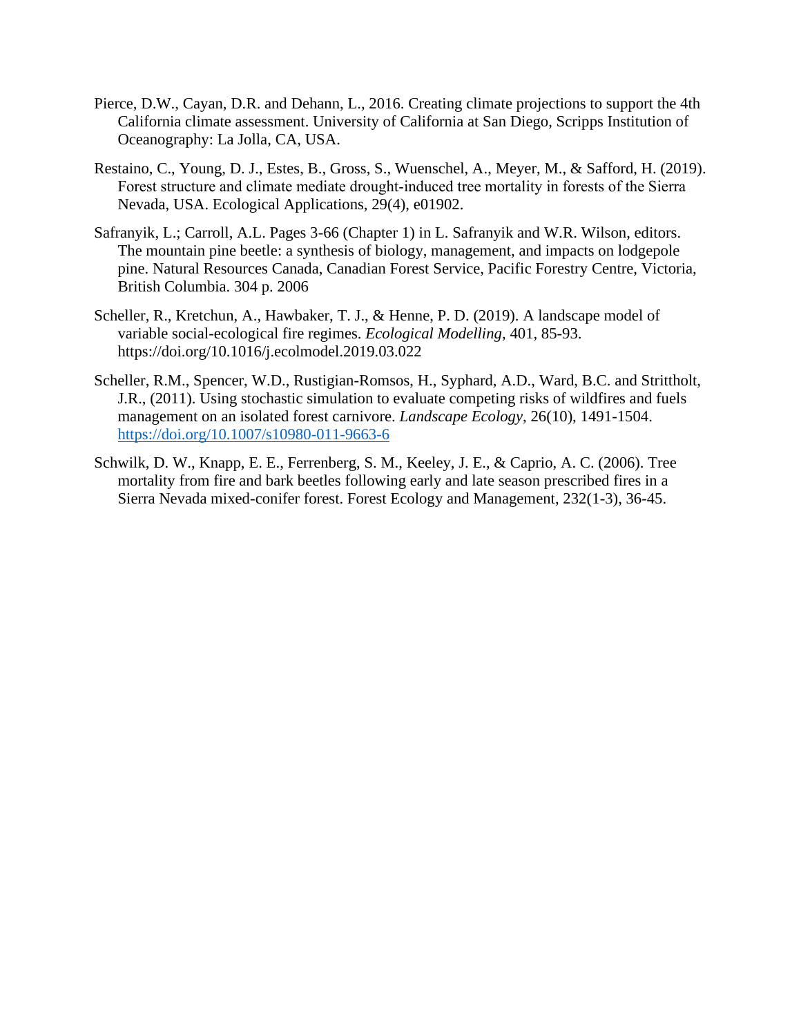Pierce, D.W., Cayan, D.R. and Dehann, L., 2016. Creating climate projections to support the 4th California climate assessment. University of California at San Diego, Scripps Institution of Oceanography: La Jolla, CA, USA.

Restaino, C., Young, D. J., Estes, B., Gross, S., Wuenschel, A., Meyer, M., & Safford, H. (2019). Forest structure and climate mediate drought-induced tree mortality in forests of the Sierra Nevada, USA. Ecological Applications, 29(4), e01902.

Safranyik, L.; Carroll, A.L. Pages 3-66 (Chapter 1) in L. Safranyik and W.R. Wilson, editors. The mountain pine beetle: a synthesis of biology, management, and impacts on lodgepole pine. Natural Resources Canada, Canadian Forest Service, Pacific Forestry Centre, Victoria, British Columbia. 304 p. 2006

Scheller, R., Kretchun, A., Hawbaker, T. J., & Henne, P. D. (2019). A landscape model of variable social-ecological fire regimes. *Ecological Modelling*, 401, 85-93. https://doi.org/10.1016/j.ecolmodel.2019.03.022

Scheller, R.M., Spencer, W.D., Rustigian-Romsos, H., Syphard, A.D., Ward, B.C. and Strittholt, J.R., (2011). Using stochastic simulation to evaluate competing risks of wildfires and fuels management on an isolated forest carnivore. *Landscape Ecology*, 26(10), 1491-1504. https://doi.org/10.1007/s10980-011-9663-6

Schwilk, D. W., Knapp, E. E., Ferrenberg, S. M., Keeley, J. E., & Caprio, A. C. (2006). Tree mortality from fire and bark beetles following early and late season prescribed fires in a Sierra Nevada mixed-conifer forest. Forest Ecology and Management, 232(1-3), 36-45.